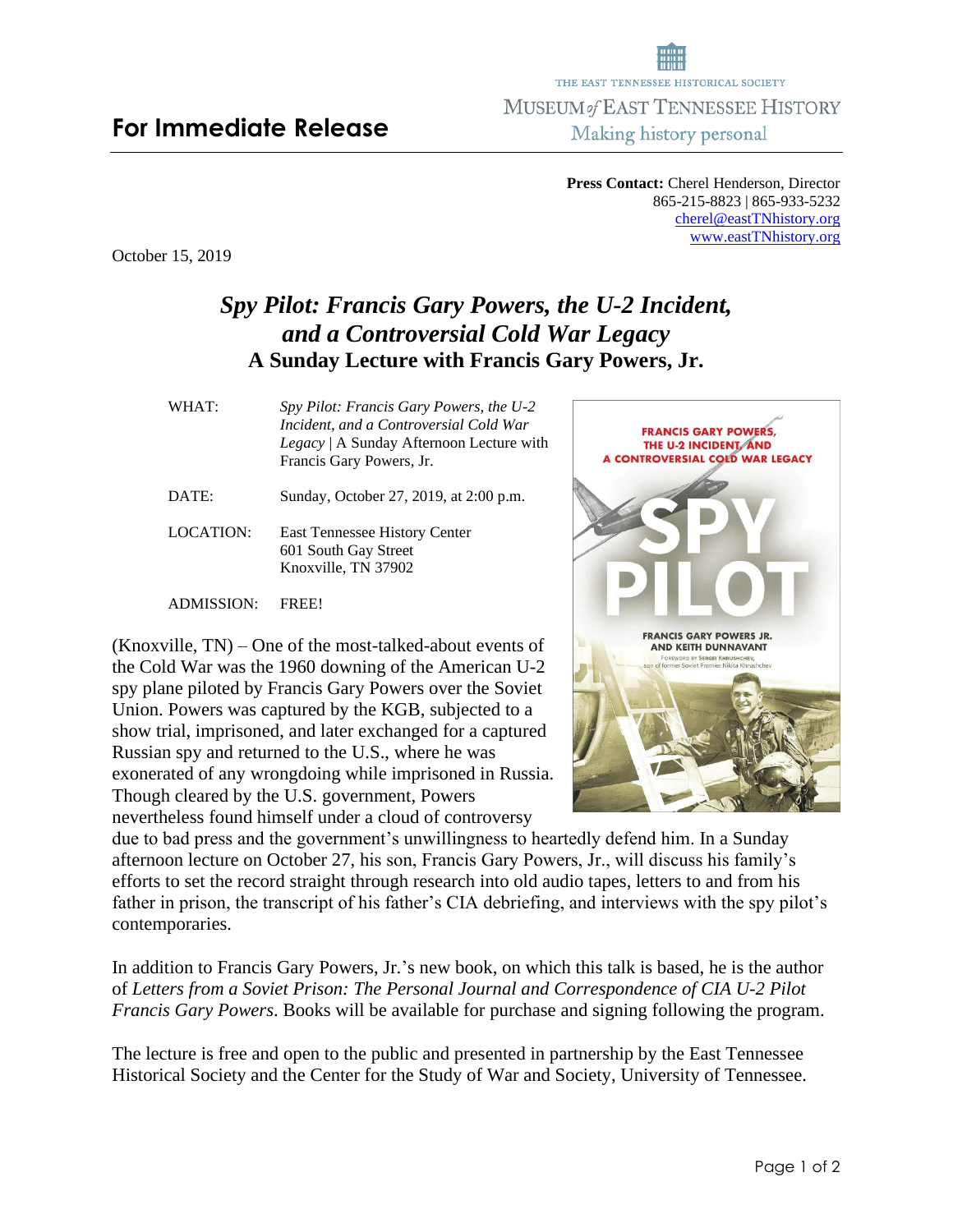THE EAST TENNESSEE HISTORICAL SOCIETY
MUSEUM *of* EAST TENNESSEE HISTORY
Making history personal

**For Immediate Release**

**Press Contact:** Cherel Henderson, Director
865-215-8823 | 865-933-5232
cherel@eastTNhistory.org
www.eastTNhistory.org

October 15, 2019

# *Spy Pilot: Francis Gary Powers, the U-2 Incident, and a Controversial Cold War Legacy*
## A Sunday Lecture with Francis Gary Powers, Jr.

| | |
|---|---|
| WHAT: | *Spy Pilot: Francis Gary Powers, the U-2 Incident, and a Controversial Cold War Legacy* \| A Sunday Afternoon Lecture with Francis Gary Powers, Jr. |
| DATE: | Sunday, October 27, 2019, at 2:00 p.m. |
| LOCATION: | East Tennessee History Center<br>601 South Gay Street<br>Knoxville, TN 37902 |
| ADMISSION: | FREE! |

(Knoxville, TN) – One of the most-talked-about events of the Cold War was the 1960 downing of the American U-2 spy plane piloted by Francis Gary Powers over the Soviet Union. Powers was captured by the KGB, subjected to a show trial, imprisoned, and later exchanged for a captured Russian spy and returned to the U.S., where he was exonerated of any wrongdoing while imprisoned in Russia. Though cleared by the U.S. government, Powers nevertheless found himself under a cloud of controversy due to bad press and the government's unwillingness to heartedly defend him. In a Sunday afternoon lecture on October 27, his son, Francis Gary Powers, Jr., will discuss his family's efforts to set the record straight through research into old audio tapes, letters to and from his father in prison, the transcript of his father's CIA debriefing, and interviews with the spy pilot's contemporaries.

In addition to Francis Gary Powers, Jr.'s new book, on which this talk is based, he is the author of *Letters from a Soviet Prison: The Personal Journal and Correspondence of CIA U-2 Pilot Francis Gary Powers*. Books will be available for purchase and signing following the program.

The lecture is free and open to the public and presented in partnership by the East Tennessee Historical Society and the Center for the Study of War and Society, University of Tennessee.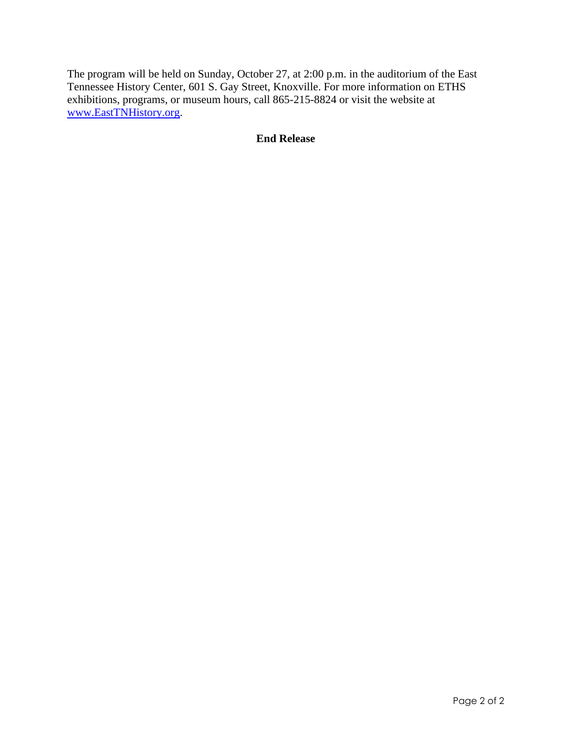The program will be held on Sunday, October 27, at 2:00 p.m. in the auditorium of the East Tennessee History Center, 601 S. Gay Street, Knoxville. For more information on ETHS exhibitions, programs, or museum hours, call 865-215-8824 or visit the website at www.EastTNHistory.org.

**End Release**